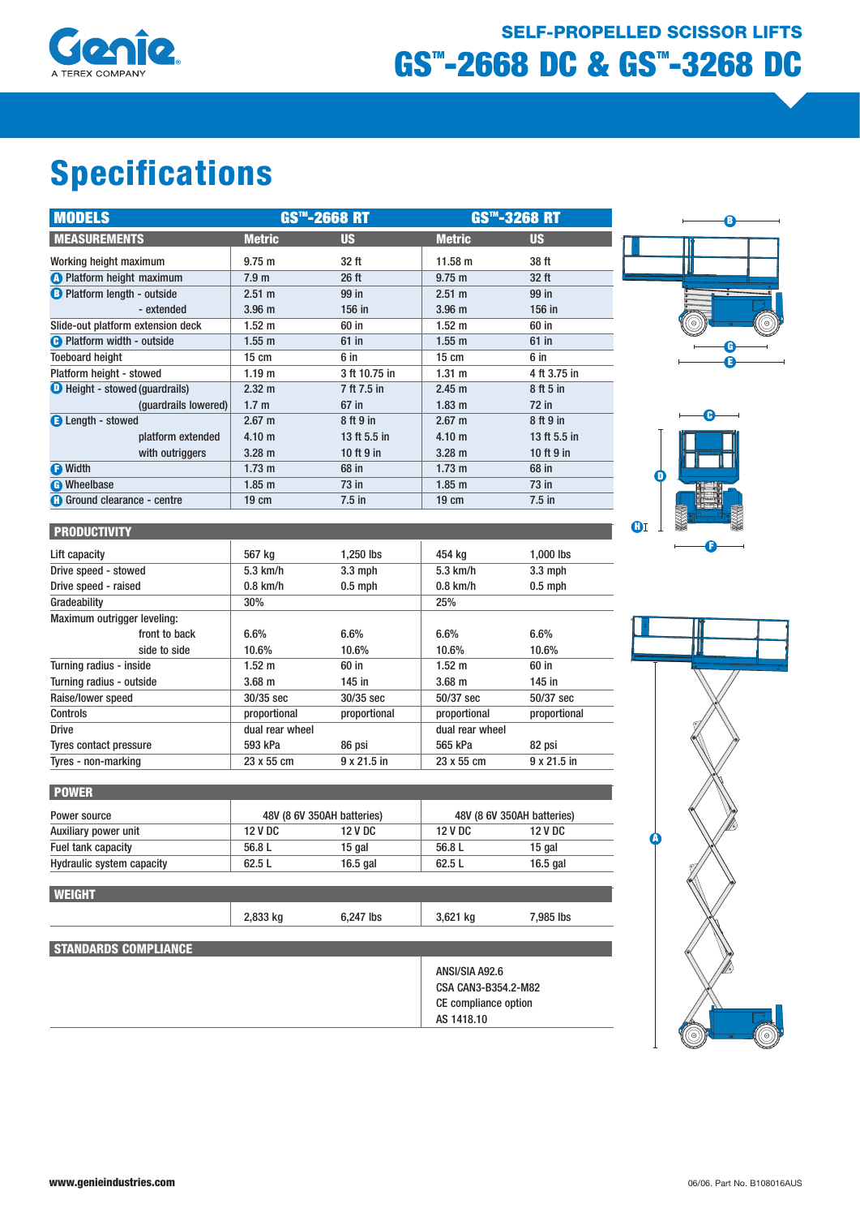# SELF-PROPELLED SCISSOR LIFTS

# GS™-2668 DC & GS™-3268 DC

## Specifications

| MODELS | GS™-2668 RT | | GS™-3268 RT | |
|---|---|---|---|---|
| **MEASUREMENTS** | **Metric** | **US** | **Metric** | **US** |
| Working height maximum | 9.75 m | 32 ft | 11.58 m | 38 ft |
| A Platform height maximum | 7.9 m | 26 ft | 9.75 m | 32 ft |
| B Platform length - outside | 2.51 m | 99 in | 2.51 m | 99 in |
| - extended | 3.96 m | 156 in | 3.96 m | 156 in |
| Slide-out platform extension deck | 1.52 m | 60 in | 1.52 m | 60 in |
| C Platform width - outside | 1.55 m | 61 in | 1.55 m | 61 in |
| Toeboard height | 15 cm | 6 in | 15 cm | 6 in |
| Platform height - stowed | 1.19 m | 3 ft 10.75 in | 1.31 m | 4 ft 3.75 in |
| D Height - stowed (guardrails) | 2.32 m | 7 ft 7.5 in | 2.45 m | 8 ft 5 in |
| (guardrails lowered) | 1.7 m | 67 in | 1.83 m | 72 in |
| E Length - stowed | 2.67 m | 8 ft 9 in | 2.67 m | 8 ft 9 in |
| platform extended | 4.10 m | 13 ft 5.5 in | 4.10 m | 13 ft 5.5 in |
| with outriggers | 3.28 m | 10 ft 9 in | 3.28 m | 10 ft 9 in |
| F Width | 1.73 m | 68 in | 1.73 m | 68 in |
| G Wheelbase | 1.85 m | 73 in | 1.85 m | 73 in |
| H Ground clearance - centre | 19 cm | 7.5 in | 19 cm | 7.5 in |

| PRODUCTIVITY | | | | |
|---|---|---|---|---|
| Lift capacity | 567 kg | 1,250 lbs | 454 kg | 1,000 lbs |
| Drive speed - stowed | 5.3 km/h | 3.3 mph | 5.3 km/h | 3.3 mph |
| Drive speed - raised | 0.8 km/h | 0.5 mph | 0.8 km/h | 0.5 mph |
| Gradeability | 30% | | 25% | |
| Maximum outrigger leveling: | | | | |
| front to back | 6.6% | 6.6% | 6.6% | 6.6% |
| side to side | 10.6% | 10.6% | 10.6% | 10.6% |
| Turning radius - inside | 1.52 m | 60 in | 1.52 m | 60 in |
| Turning radius - outside | 3.68 m | 145 in | 3.68 m | 145 in |
| Raise/lower speed | 30/35 sec | 30/35 sec | 50/37 sec | 50/37 sec |
| Controls | proportional | proportional | proportional | proportional |
| Drive | dual rear wheel | | dual rear wheel | |
| Tyres contact pressure | 593 kPa | 86 psi | 565 kPa | 82 psi |
| Tyres - non-marking | 23 x 55 cm | 9 x 21.5 in | 23 x 55 cm | 9 x 21.5 in |

| POWER | | | | |
|---|---|---|---|---|
| Power source | 48V (8 6V 350AH batteries) | | 48V (8 6V 350AH batteries) | |
| Auxiliary power unit | 12 V DC | 12 V DC | 12 V DC | 12 V DC |
| Fuel tank capacity | 56.8 L | 15 gal | 56.8 L | 15 gal |
| Hydraulic system capacity | 62.5 L | 16.5 gal | 62.5 L | 16.5 gal |

| WEIGHT | | | | |
|---|---|---|---|---|
| | 2,833 kg | 6,247 lbs | 3,621 kg | 7,985 lbs |

| STANDARDS COMPLIANCE | | |
|---|---|---|
| | | ANSI/SIA A92.6<br>CSA CAN3-B354.2-M82<br>CE compliance option<br>AS 1418.10 |

www.genieindustries.com

06/06. Part No. B108016AUS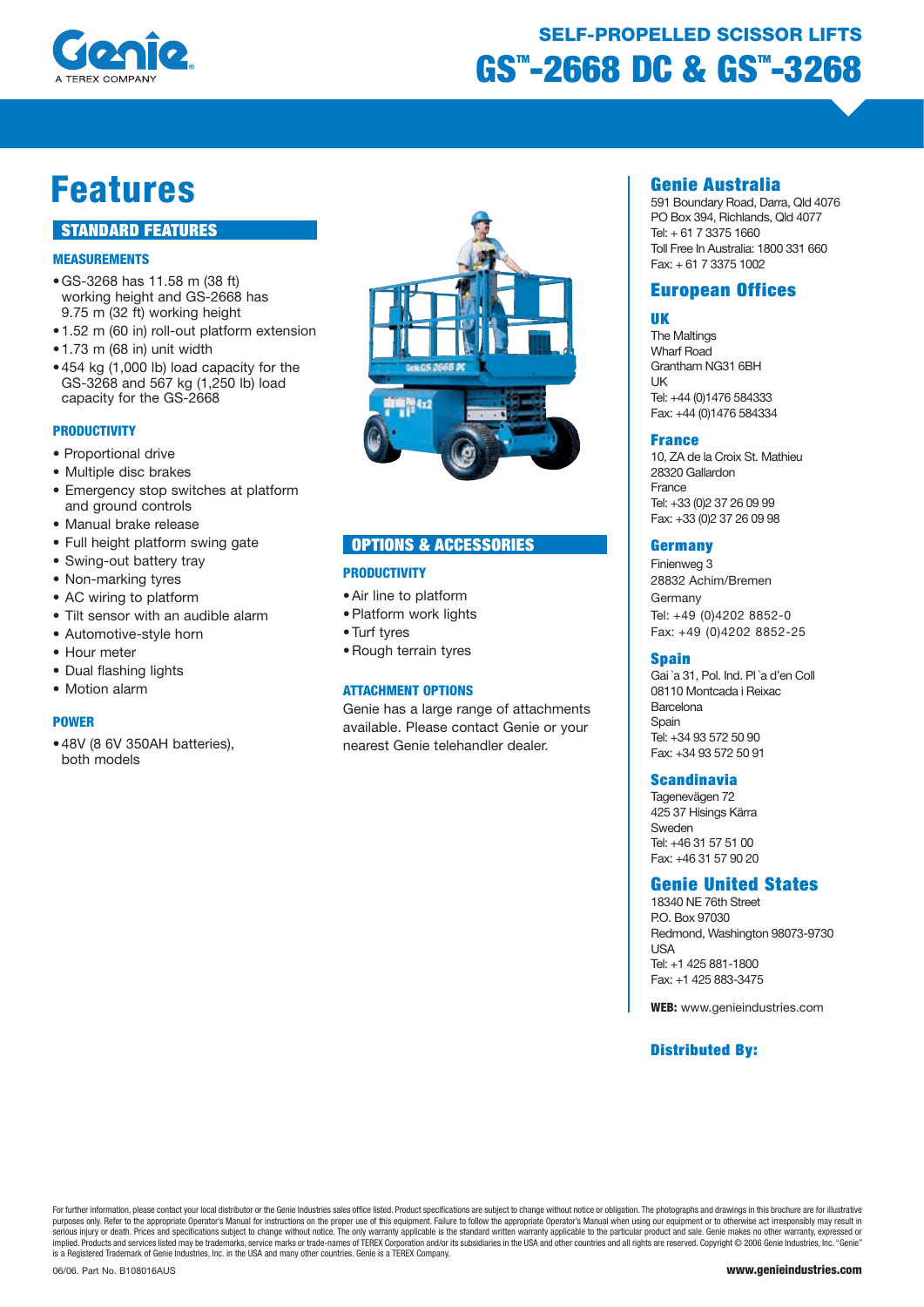SELF-PROPELLED SCISSOR LIFTS

# GS™-2668 DC & GS™-3268

# Features

## STANDARD FEATURES

### MEASUREMENTS

- GS-3268 has 11.58 m (38 ft) working height and GS-2668 has 9.75 m (32 ft) working height
- 1.52 m (60 in) roll-out platform extension
- 1.73 m (68 in) unit width
- 454 kg (1,000 lb) load capacity for the GS-3268 and 567 kg (1,250 lb) load capacity for the GS-2668

### PRODUCTIVITY

- Proportional drive
- Multiple disc brakes
- Emergency stop switches at platform and ground controls
- Manual brake release
- Full height platform swing gate
- Swing-out battery tray
- Non-marking tyres
- AC wiring to platform
- Tilt sensor with an audible alarm
- Automotive-style horn
- Hour meter
- Dual flashing lights
- Motion alarm

### POWER

- 48V (8 6V 350AH batteries), both models

## OPTIONS & ACCESSORIES

### PRODUCTIVITY

- Air line to platform
- Platform work lights
- Turf tyres
- Rough terrain tyres

### ATTACHMENT OPTIONS

Genie has a large range of attachments available. Please contact Genie or your nearest Genie telehandler dealer.

## Genie Australia

591 Boundary Road, Darra, Qld 4076
PO Box 394, Richlands, Qld 4077
Tel: + 61 7 3375 1660
Toll Free In Australia: 1800 331 660
Fax: + 61 7 3375 1002

## European Offices

### UK

The Maltings
Wharf Road
Grantham NG31 6BH
UK
Tel: +44 (0)1476 584333
Fax: +44 (0)1476 584334

### France

10, ZA de la Croix St. Mathieu
28320 Gallardon
France
Tel: +33 (0)2 37 26 09 99
Fax: +33 (0)2 37 26 09 98

### Germany

Finienweg 3
28832 Achim/Bremen
Germany
Tel: +49 (0)4202 8852-0
Fax: +49 (0)4202 8852-25

### Spain

Gai `a 31, Pol. Ind. Pl `a d'en Coll
08110 Montcada i Reixac
Barcelona
Spain
Tel: +34 93 572 50 90
Fax: +34 93 572 50 91

### Scandinavia

Tagenevägen 72
425 37 Hisings Kärra
Sweden
Tel: +46 31 57 51 00
Fax: +46 31 57 90 20

## Genie United States

18340 NE 76th Street
P.O. Box 97030
Redmond, Washington 98073-9730
USA
Tel: +1 425 881-1800
Fax: +1 425 883-3475

**WEB:** www.genieindustries.com

**Distributed By:**

For further information, please contact your local distributor or the Genie Industries sales office listed. Product specifications are subject to change without notice or obligation. The photographs and drawings in this brochure are for illustrative purposes only. Refer to the appropriate Operator's Manual for instructions on the proper use of this equipment. Failure to follow the appropriate Operator's Manual when using our equipment or to otherwise act irresponsibly may result in serious injury or death. Prices and specifications subject to change without notice. The only warranty applicable is the standard written warranty applicable to the particular product and sale. Genie makes no other warranty, expressed or implied. Products and services listed may be trademarks, service marks or trade-names of TEREX Corporation and/or its subsidiaries in the USA and other countries and all rights are reserved. Copyright © 2006 Genie Industries, Inc. "Genie" is a Registered Trademark of Genie Industries, Inc. in the USA and many other countries. Genie is a TEREX Company.

06/06. Part No. B108016AUS

**www.genieindustries.com**